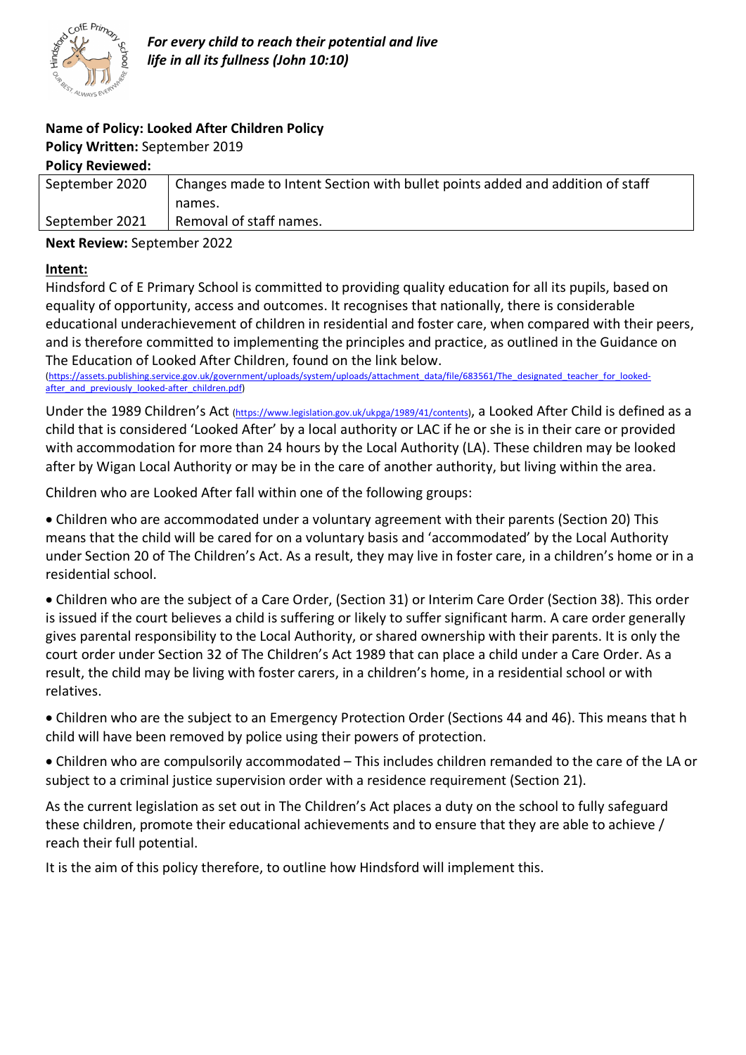*For every child to reach their potential and live life in all its fullness (John 10:10)*

**Name of Policy: Looked After Children Policy**

**Policy Written:** September 2019

**Policy Reviewed:**

| | |
|---|---|
| September 2020 | Changes made to Intent Section with bullet points added and addition of staff names. |
| September 2021 | Removal of staff names. |

**Next Review:** September 2022

**Intent:**

Hindsford C of E Primary School is committed to providing quality education for all its pupils, based on equality of opportunity, access and outcomes. It recognises that nationally, there is considerable educational underachievement of children in residential and foster care, when compared with their peers, and is therefore committed to implementing the principles and practice, as outlined in the Guidance on The Education of Looked After Children, found on the link below.

(https://assets.publishing.service.gov.uk/government/uploads/system/uploads/attachment_data/file/683561/The_designated_teacher_for_looked-after_and_previously_looked-after_children.pdf)

Under the 1989 Children's Act (https://www.legislation.gov.uk/ukpga/1989/41/contents), a Looked After Child is defined as a child that is considered 'Looked After' by a local authority or LAC if he or she is in their care or provided with accommodation for more than 24 hours by the Local Authority (LA). These children may be looked after by Wigan Local Authority or may be in the care of another authority, but living within the area.

Children who are Looked After fall within one of the following groups:

- Children who are accommodated under a voluntary agreement with their parents (Section 20) This means that the child will be cared for on a voluntary basis and 'accommodated' by the Local Authority under Section 20 of The Children's Act. As a result, they may live in foster care, in a children's home or in a residential school.
- Children who are the subject of a Care Order, (Section 31) or Interim Care Order (Section 38). This order is issued if the court believes a child is suffering or likely to suffer significant harm. A care order generally gives parental responsibility to the Local Authority, or shared ownership with their parents. It is only the court order under Section 32 of The Children's Act 1989 that can place a child under a Care Order. As a result, the child may be living with foster carers, in a children's home, in a residential school or with relatives.
- Children who are the subject to an Emergency Protection Order (Sections 44 and 46). This means that h child will have been removed by police using their powers of protection.
- Children who are compulsorily accommodated – This includes children remanded to the care of the LA or subject to a criminal justice supervision order with a residence requirement (Section 21).

As the current legislation as set out in The Children's Act places a duty on the school to fully safeguard these children, promote their educational achievements and to ensure that they are able to achieve / reach their full potential.

It is the aim of this policy therefore, to outline how Hindsford will implement this.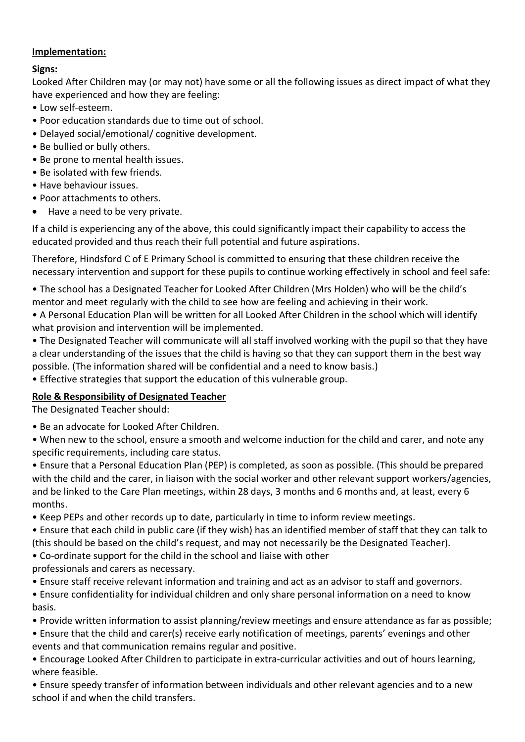**Implementation:**

**Signs:**

Looked After Children may (or may not) have some or all the following issues as direct impact of what they have experienced and how they are feeling:

- Low self-esteem.
- Poor education standards due to time out of school.
- Delayed social/emotional/ cognitive development.
- Be bullied or bully others.
- Be prone to mental health issues.
- Be isolated with few friends.
- Have behaviour issues.
- Poor attachments to others.
- Have a need to be very private.

If a child is experiencing any of the above, this could significantly impact their capability to access the educated provided and thus reach their full potential and future aspirations.

Therefore, Hindsford C of E Primary School is committed to ensuring that these children receive the necessary intervention and support for these pupils to continue working effectively in school and feel safe:

- The school has a Designated Teacher for Looked After Children (Mrs Holden) who will be the child's mentor and meet regularly with the child to see how are feeling and achieving in their work.
- A Personal Education Plan will be written for all Looked After Children in the school which will identify what provision and intervention will be implemented.
- The Designated Teacher will communicate will all staff involved working with the pupil so that they have a clear understanding of the issues that the child is having so that they can support them in the best way possible. (The information shared will be confidential and a need to know basis.)
- Effective strategies that support the education of this vulnerable group.

**Role & Responsibility of Designated Teacher**

The Designated Teacher should:

- Be an advocate for Looked After Children.
- When new to the school, ensure a smooth and welcome induction for the child and carer, and note any specific requirements, including care status.
- Ensure that a Personal Education Plan (PEP) is completed, as soon as possible. (This should be prepared with the child and the carer, in liaison with the social worker and other relevant support workers/agencies, and be linked to the Care Plan meetings, within 28 days, 3 months and 6 months and, at least, every 6 months.
- Keep PEPs and other records up to date, particularly in time to inform review meetings.
- Ensure that each child in public care (if they wish) has an identified member of staff that they can talk to (this should be based on the child's request, and may not necessarily be the Designated Teacher).
- Co-ordinate support for the child in the school and liaise with other professionals and carers as necessary.
- Ensure staff receive relevant information and training and act as an advisor to staff and governors.
- Ensure confidentiality for individual children and only share personal information on a need to know basis.
- Provide written information to assist planning/review meetings and ensure attendance as far as possible;
- Ensure that the child and carer(s) receive early notification of meetings, parents' evenings and other events and that communication remains regular and positive.
- Encourage Looked After Children to participate in extra-curricular activities and out of hours learning, where feasible.
- Ensure speedy transfer of information between individuals and other relevant agencies and to a new school if and when the child transfers.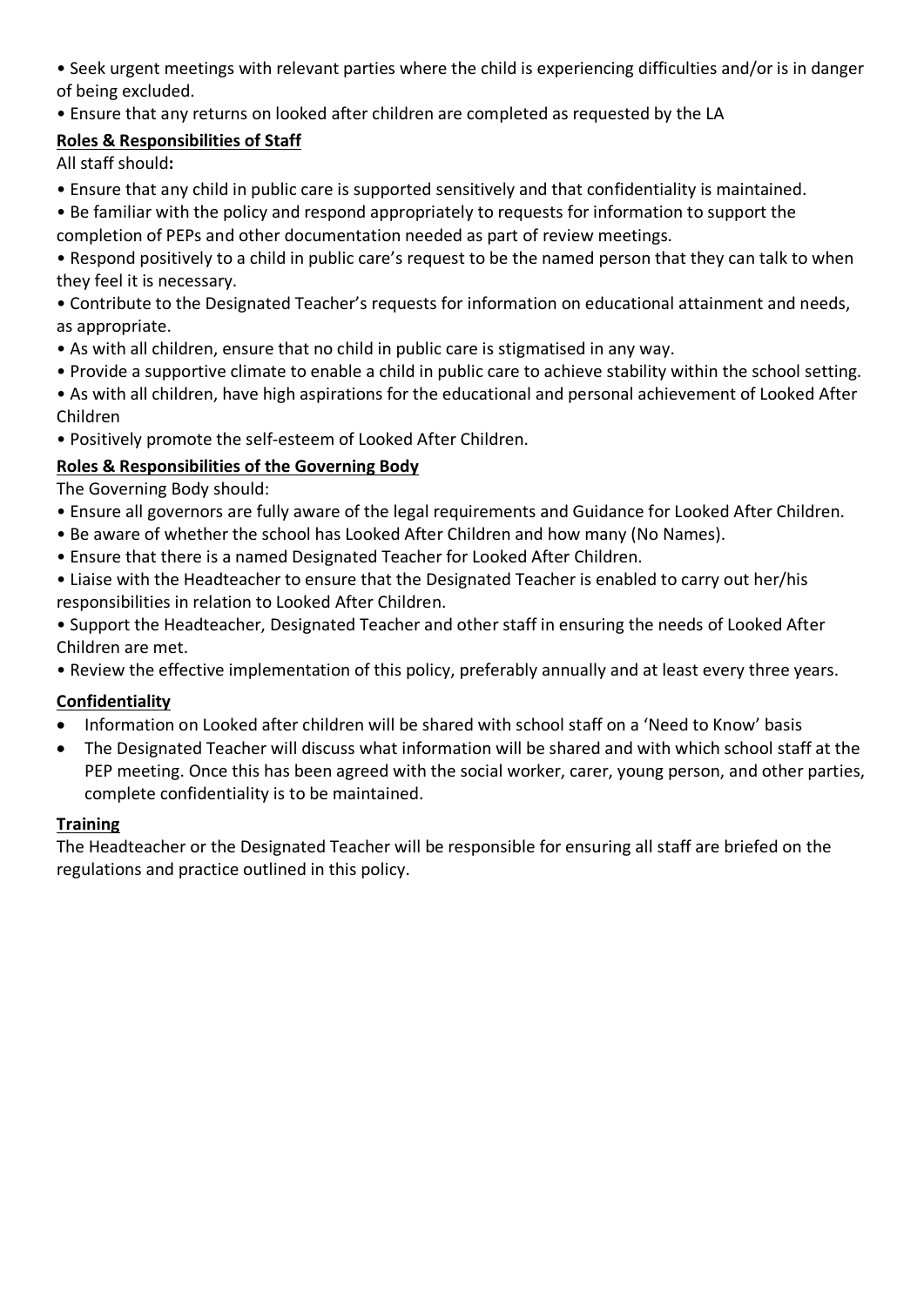- Seek urgent meetings with relevant parties where the child is experiencing difficulties and/or is in danger of being excluded.
- Ensure that any returns on looked after children are completed as requested by the LA

**Roles & Responsibilities of Staff**

All staff should**:**

- Ensure that any child in public care is supported sensitively and that confidentiality is maintained.
- Be familiar with the policy and respond appropriately to requests for information to support the completion of PEPs and other documentation needed as part of review meetings.
- Respond positively to a child in public care's request to be the named person that they can talk to when they feel it is necessary.
- Contribute to the Designated Teacher's requests for information on educational attainment and needs, as appropriate.
- As with all children, ensure that no child in public care is stigmatised in any way.
- Provide a supportive climate to enable a child in public care to achieve stability within the school setting.
- As with all children, have high aspirations for the educational and personal achievement of Looked After Children
- Positively promote the self-esteem of Looked After Children.

**Roles & Responsibilities of the Governing Body**

The Governing Body should:

- Ensure all governors are fully aware of the legal requirements and Guidance for Looked After Children.
- Be aware of whether the school has Looked After Children and how many (No Names).
- Ensure that there is a named Designated Teacher for Looked After Children.
- Liaise with the Headteacher to ensure that the Designated Teacher is enabled to carry out her/his responsibilities in relation to Looked After Children.
- Support the Headteacher, Designated Teacher and other staff in ensuring the needs of Looked After Children are met.
- Review the effective implementation of this policy, preferably annually and at least every three years.

**Confidentiality**

- Information on Looked after children will be shared with school staff on a 'Need to Know' basis
- The Designated Teacher will discuss what information will be shared and with which school staff at the PEP meeting. Once this has been agreed with the social worker, carer, young person, and other parties, complete confidentiality is to be maintained.

**Training**

The Headteacher or the Designated Teacher will be responsible for ensuring all staff are briefed on the regulations and practice outlined in this policy.